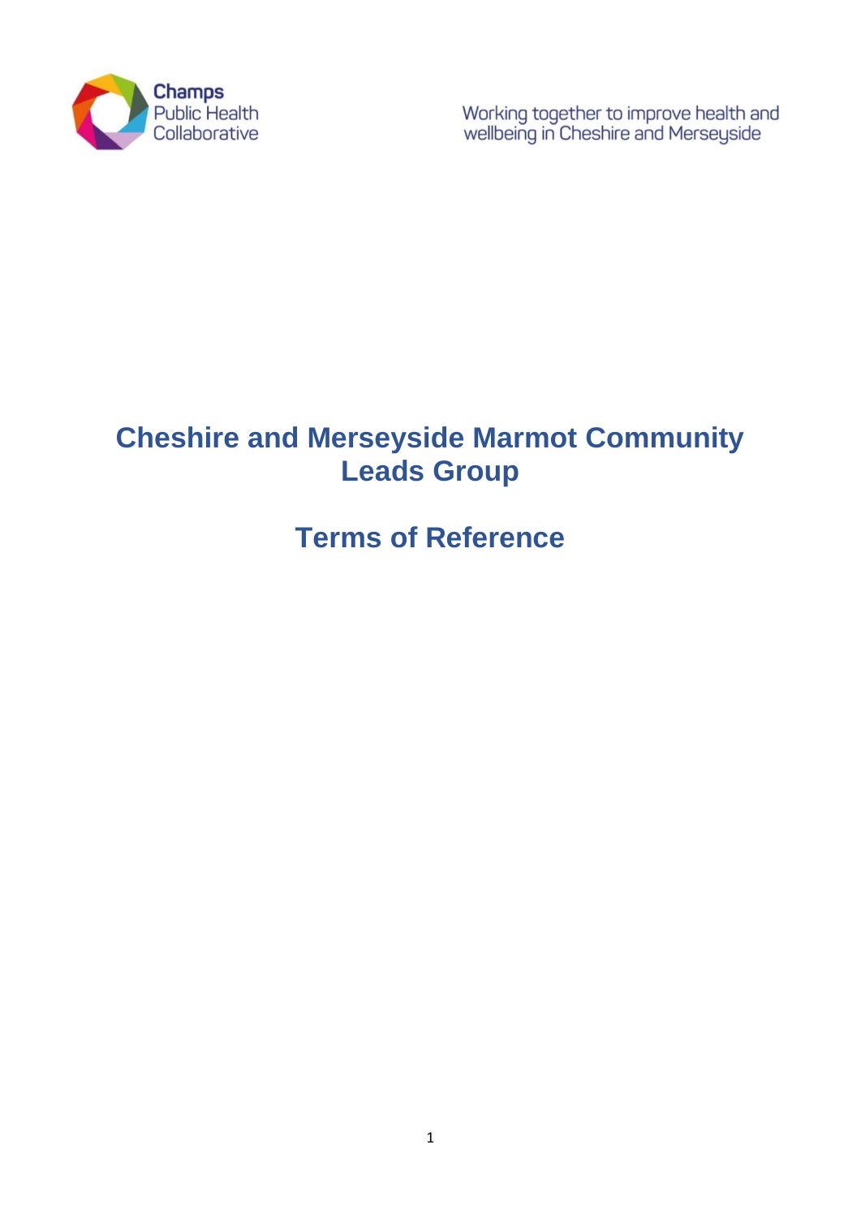Champs Public Health Collaborative

Working together to improve health and wellbeing in Cheshire and Merseyside

# Cheshire and Merseyside Marmot Community Leads Group

# Terms of Reference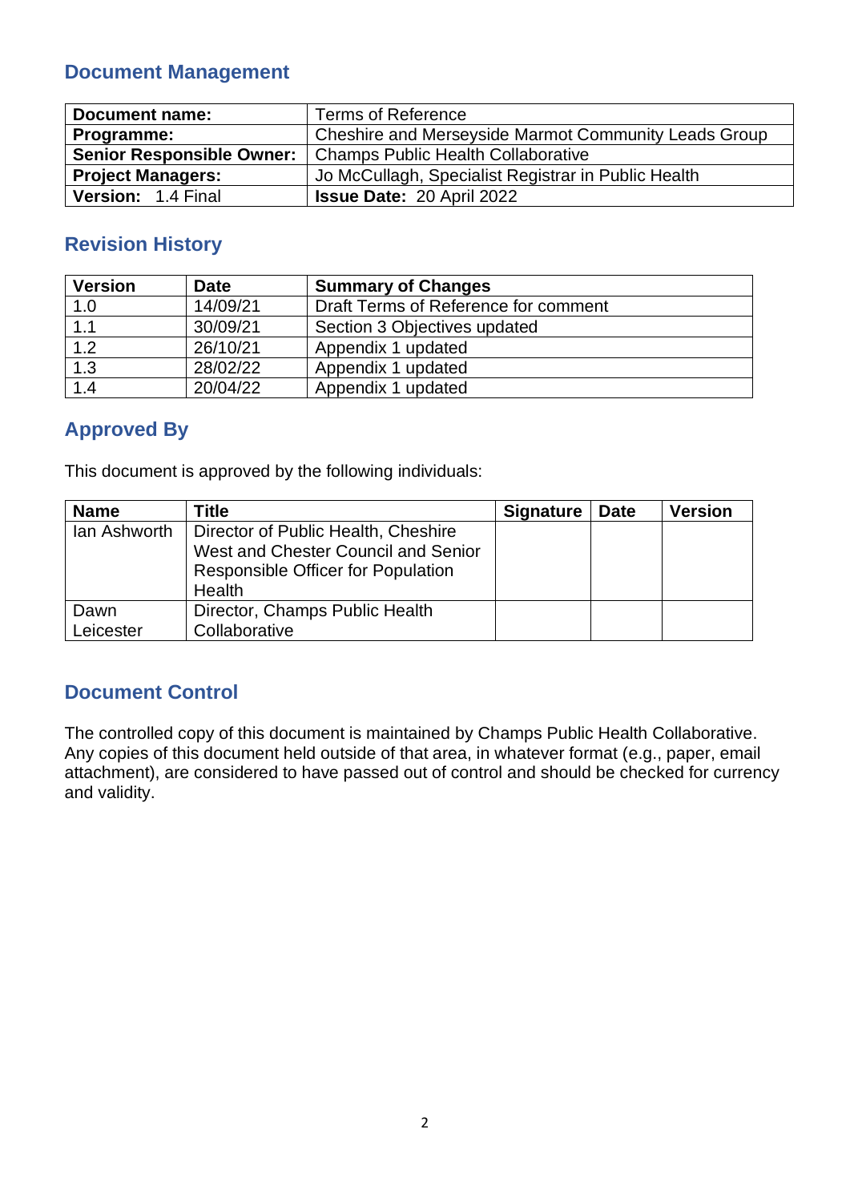## Document Management

| **Document name:** | Terms of Reference |
|---|---|
| **Programme:** | Cheshire and Merseyside Marmot Community Leads Group |
| **Senior Responsible Owner:** | Champs Public Health Collaborative |
| **Project Managers:** | Jo McCullagh, Specialist Registrar in Public Health |
| **Version:** 1.4 Final | **Issue Date:** 20 April 2022 |

## Revision History

| Version | Date | Summary of Changes |
|---|---|---|
| 1.0 | 14/09/21 | Draft Terms of Reference for comment |
| 1.1 | 30/09/21 | Section 3 Objectives updated |
| 1.2 | 26/10/21 | Appendix 1 updated |
| 1.3 | 28/02/22 | Appendix 1 updated |
| 1.4 | 20/04/22 | Appendix 1 updated |

## Approved By

This document is approved by the following individuals:

| Name | Title | Signature | Date | Version |
|---|---|---|---|---|
| Ian Ashworth | Director of Public Health, Cheshire West and Chester Council and Senior Responsible Officer for Population Health | | | |
| Dawn Leicester | Director, Champs Public Health Collaborative | | | |

## Document Control

The controlled copy of this document is maintained by Champs Public Health Collaborative. Any copies of this document held outside of that area, in whatever format (e.g., paper, email attachment), are considered to have passed out of control and should be checked for currency and validity.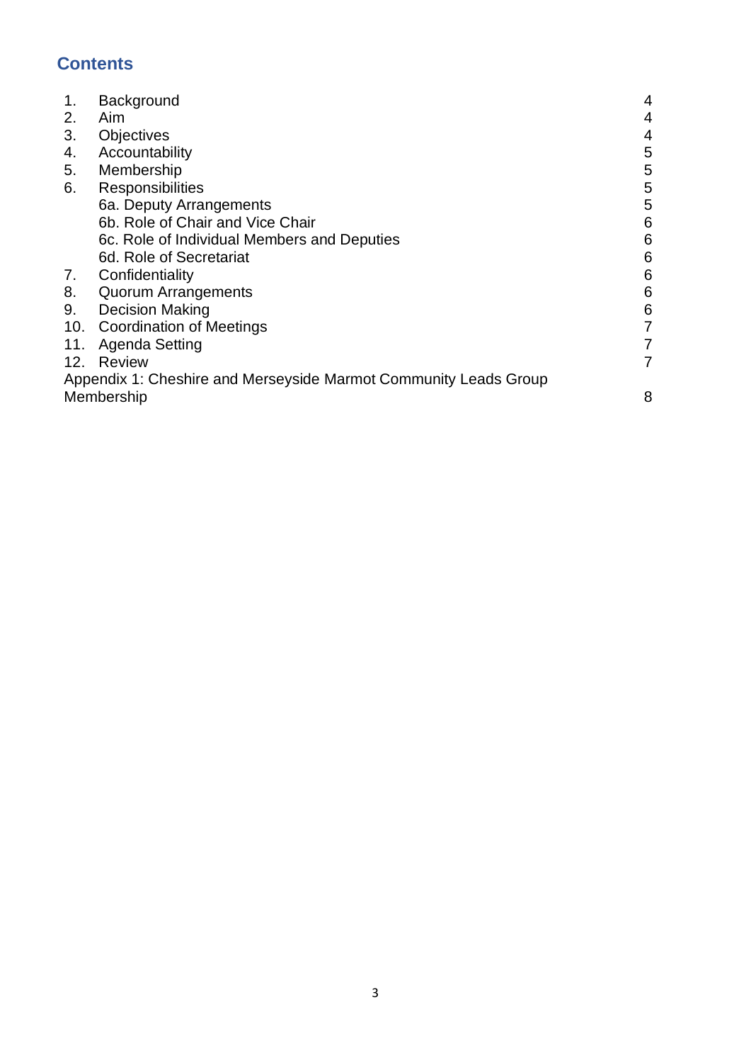## Contents

| | | |
|---|---|---|
| 1. | Background | 4 |
| 2. | Aim | 4 |
| 3. | Objectives | 4 |
| 4. | Accountability | 5 |
| 5. | Membership | 5 |
| 6. | Responsibilities | 5 |
| | 6a. Deputy Arrangements | 5 |
| | 6b. Role of Chair and Vice Chair | 6 |
| | 6c. Role of Individual Members and Deputies | 6 |
| | 6d. Role of Secretariat | 6 |
| 7. | Confidentiality | 6 |
| 8. | Quorum Arrangements | 6 |
| 9. | Decision Making | 6 |
| 10. | Coordination of Meetings | 7 |
| 11. | Agenda Setting | 7 |
| 12. | Review | 7 |
| Appendix 1: Cheshire and Merseyside Marmot Community Leads Group Membership | | 8 |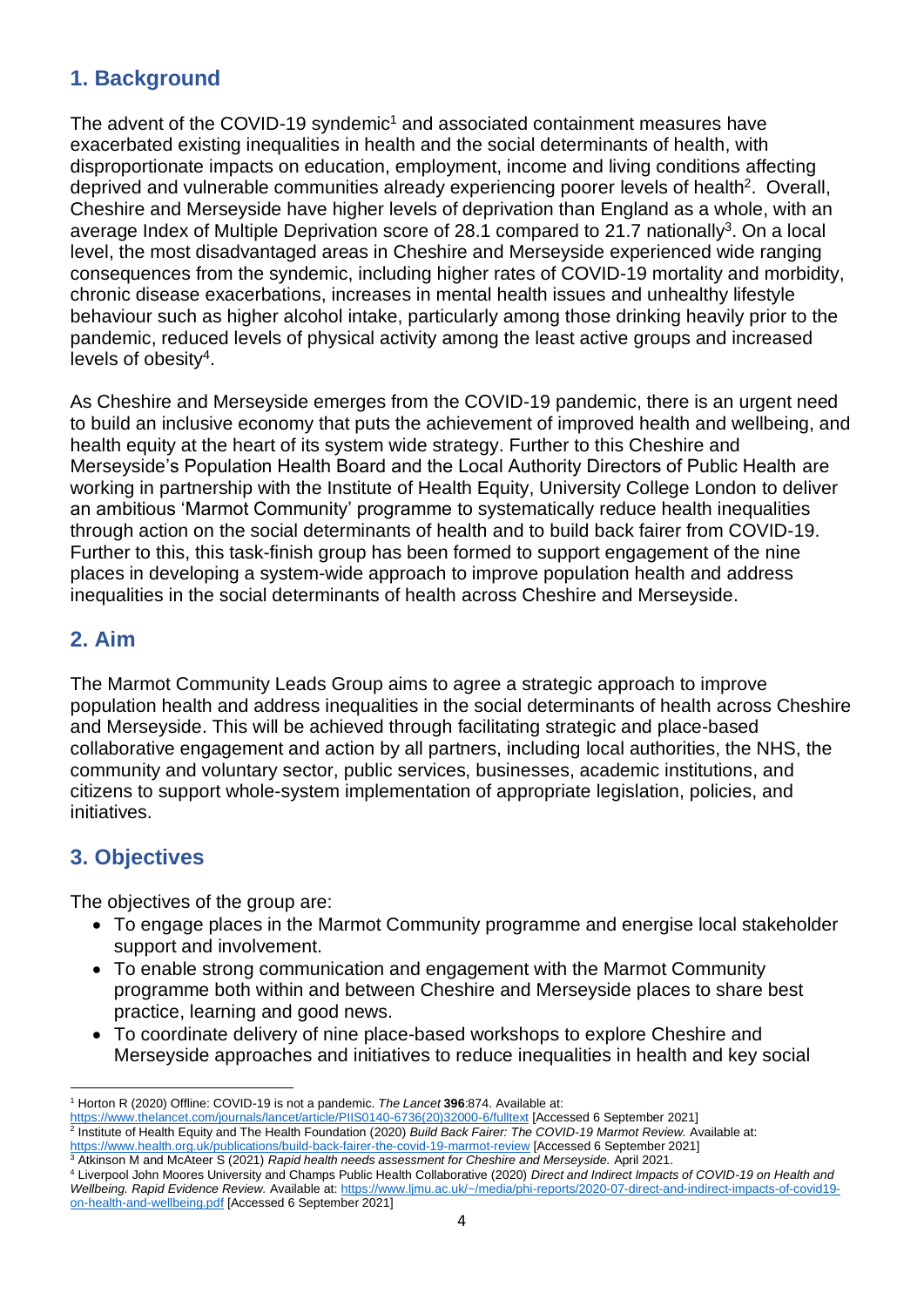## 1. Background

The advent of the COVID-19 syndemic[1] and associated containment measures have exacerbated existing inequalities in health and the social determinants of health, with disproportionate impacts on education, employment, income and living conditions affecting deprived and vulnerable communities already experiencing poorer levels of health[2]. Overall, Cheshire and Merseyside have higher levels of deprivation than England as a whole, with an average Index of Multiple Deprivation score of 28.1 compared to 21.7 nationally[3]. On a local level, the most disadvantaged areas in Cheshire and Merseyside experienced wide ranging consequences from the syndemic, including higher rates of COVID-19 mortality and morbidity, chronic disease exacerbations, increases in mental health issues and unhealthy lifestyle behaviour such as higher alcohol intake, particularly among those drinking heavily prior to the pandemic, reduced levels of physical activity among the least active groups and increased levels of obesity[4].

As Cheshire and Merseyside emerges from the COVID-19 pandemic, there is an urgent need to build an inclusive economy that puts the achievement of improved health and wellbeing, and health equity at the heart of its system wide strategy. Further to this Cheshire and Merseyside's Population Health Board and the Local Authority Directors of Public Health are working in partnership with the Institute of Health Equity, University College London to deliver an ambitious 'Marmot Community' programme to systematically reduce health inequalities through action on the social determinants of health and to build back fairer from COVID-19. Further to this, this task-finish group has been formed to support engagement of the nine places in developing a system-wide approach to improve population health and address inequalities in the social determinants of health across Cheshire and Merseyside.

## 2. Aim

The Marmot Community Leads Group aims to agree a strategic approach to improve population health and address inequalities in the social determinants of health across Cheshire and Merseyside. This will be achieved through facilitating strategic and place-based collaborative engagement and action by all partners, including local authorities, the NHS, the community and voluntary sector, public services, businesses, academic institutions, and citizens to support whole-system implementation of appropriate legislation, policies, and initiatives.

## 3. Objectives

The objectives of the group are:

- To engage places in the Marmot Community programme and energise local stakeholder support and involvement.
- To enable strong communication and engagement with the Marmot Community programme both within and between Cheshire and Merseyside places to share best practice, learning and good news.
- To coordinate delivery of nine place-based workshops to explore Cheshire and Merseyside approaches and initiatives to reduce inequalities in health and key social

---

[1] Horton R (2020) Offline: COVID-19 is not a pandemic. *The Lancet* **396**:874. Available at: https://www.thelancet.com/journals/lancet/article/PIIS0140-6736(20)32000-6/fulltext [Accessed 6 September 2021]

[2] Institute of Health Equity and The Health Foundation (2020) *Build Back Fairer: The COVID-19 Marmot Review.* Available at: https://www.health.org.uk/publications/build-back-fairer-the-covid-19-marmot-review [Accessed 6 September 2021]

[3] Atkinson M and McAteer S (2021) *Rapid health needs assessment for Cheshire and Merseyside.* April 2021.

[4] Liverpool John Moores University and Champs Public Health Collaborative (2020) *Direct and Indirect Impacts of COVID-19 on Health and Wellbeing. Rapid Evidence Review.* Available at: https://www.ljmu.ac.uk/~/media/phi-reports/2020-07-direct-and-indirect-impacts-of-covid19-on-health-and-wellbeing.pdf [Accessed 6 September 2021]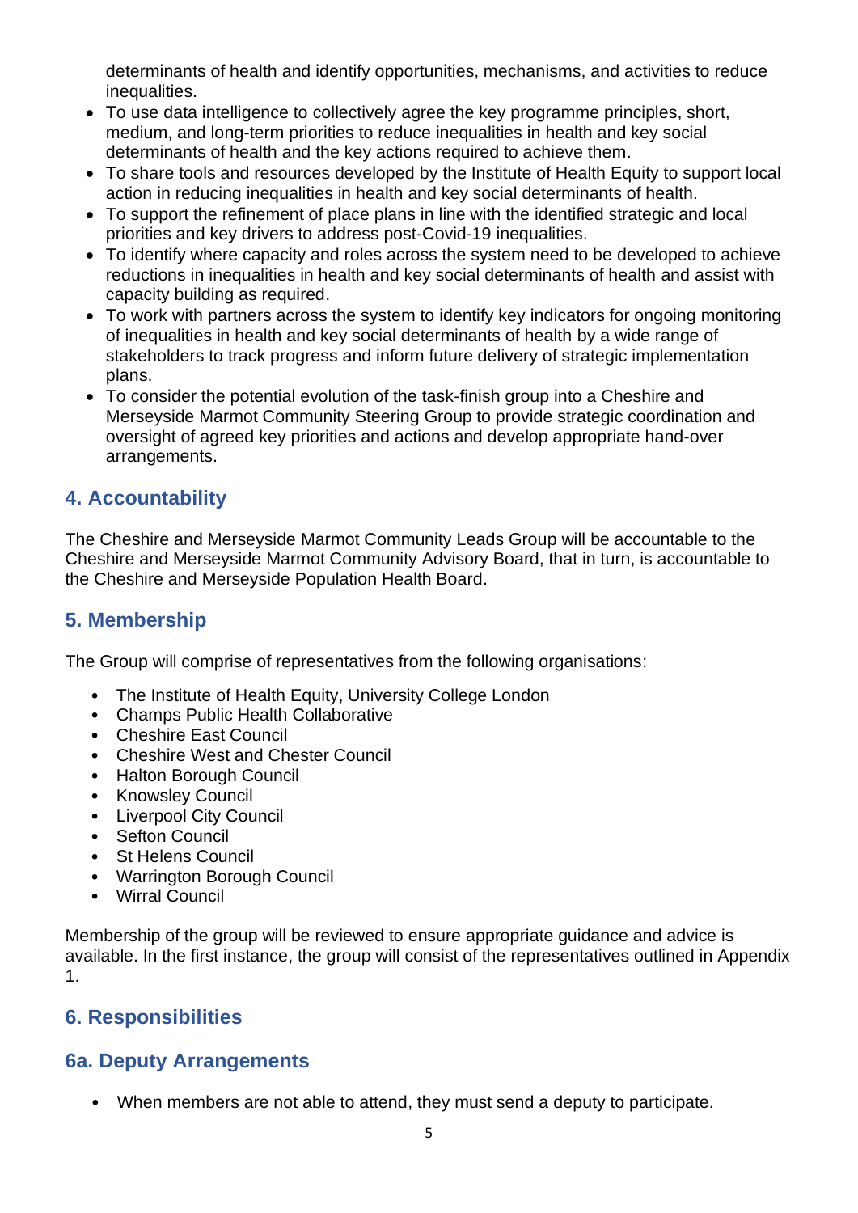determinants of health and identify opportunities, mechanisms, and activities to reduce inequalities.

- To use data intelligence to collectively agree the key programme principles, short, medium, and long-term priorities to reduce inequalities in health and key social determinants of health and the key actions required to achieve them.
- To share tools and resources developed by the Institute of Health Equity to support local action in reducing inequalities in health and key social determinants of health.
- To support the refinement of place plans in line with the identified strategic and local priorities and key drivers to address post-Covid-19 inequalities.
- To identify where capacity and roles across the system need to be developed to achieve reductions in inequalities in health and key social determinants of health and assist with capacity building as required.
- To work with partners across the system to identify key indicators for ongoing monitoring of inequalities in health and key social determinants of health by a wide range of stakeholders to track progress and inform future delivery of strategic implementation plans.
- To consider the potential evolution of the task-finish group into a Cheshire and Merseyside Marmot Community Steering Group to provide strategic coordination and oversight of agreed key priorities and actions and develop appropriate hand-over arrangements.

## 4. Accountability

The Cheshire and Merseyside Marmot Community Leads Group will be accountable to the Cheshire and Merseyside Marmot Community Advisory Board, that in turn, is accountable to the Cheshire and Merseyside Population Health Board.

## 5. Membership

The Group will comprise of representatives from the following organisations:

- The Institute of Health Equity, University College London
- Champs Public Health Collaborative
- Cheshire East Council
- Cheshire West and Chester Council
- Halton Borough Council
- Knowsley Council
- Liverpool City Council
- Sefton Council
- St Helens Council
- Warrington Borough Council
- Wirral Council

Membership of the group will be reviewed to ensure appropriate guidance and advice is available. In the first instance, the group will consist of the representatives outlined in Appendix 1.

## 6. Responsibilities

## 6a. Deputy Arrangements

- When members are not able to attend, they must send a deputy to participate.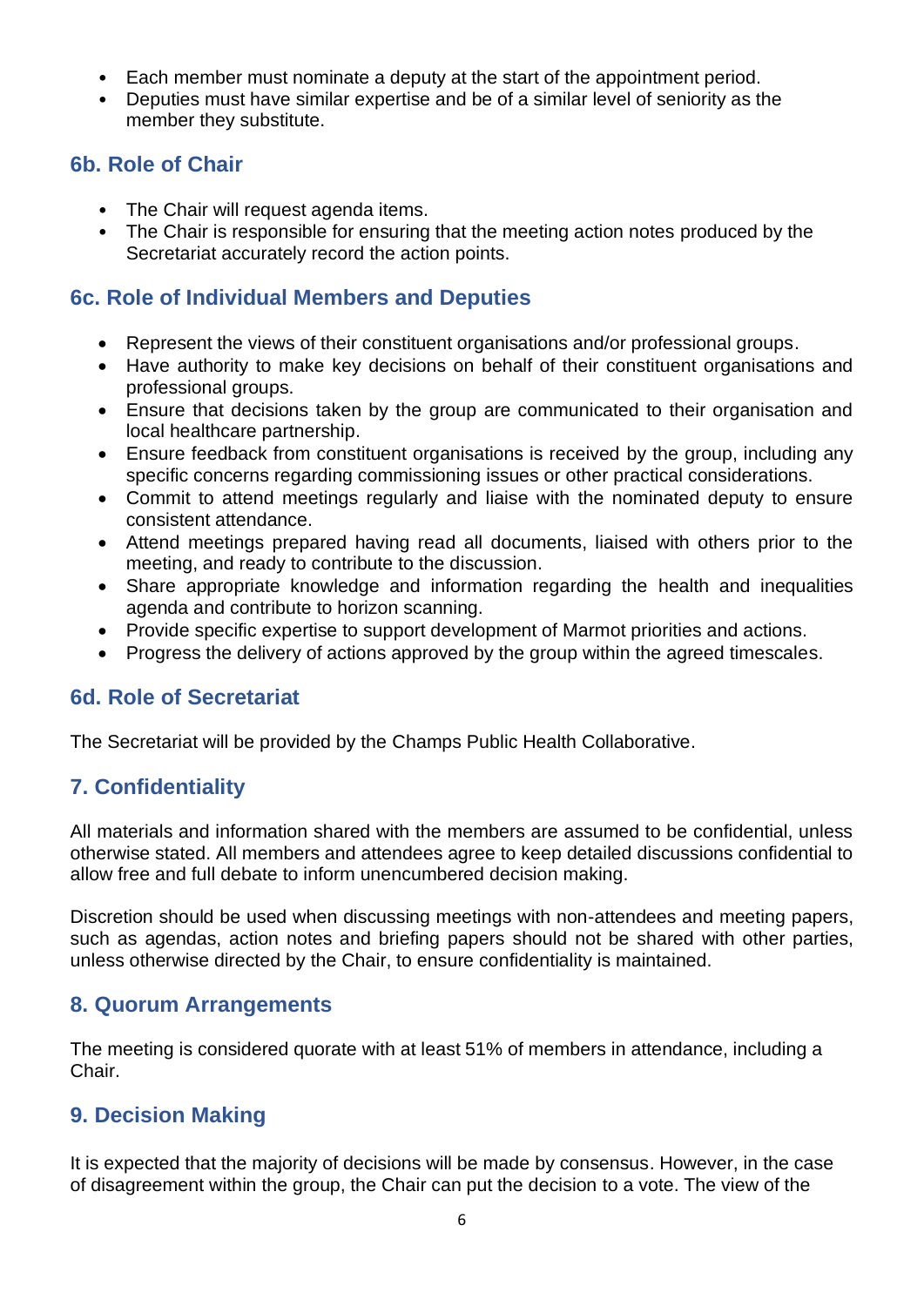- Each member must nominate a deputy at the start of the appointment period.
- Deputies must have similar expertise and be of a similar level of seniority as the member they substitute.

## 6b. Role of Chair

- The Chair will request agenda items.
- The Chair is responsible for ensuring that the meeting action notes produced by the Secretariat accurately record the action points.

## 6c. Role of Individual Members and Deputies

- Represent the views of their constituent organisations and/or professional groups.
- Have authority to make key decisions on behalf of their constituent organisations and professional groups.
- Ensure that decisions taken by the group are communicated to their organisation and local healthcare partnership.
- Ensure feedback from constituent organisations is received by the group, including any specific concerns regarding commissioning issues or other practical considerations.
- Commit to attend meetings regularly and liaise with the nominated deputy to ensure consistent attendance.
- Attend meetings prepared having read all documents, liaised with others prior to the meeting, and ready to contribute to the discussion.
- Share appropriate knowledge and information regarding the health and inequalities agenda and contribute to horizon scanning.
- Provide specific expertise to support development of Marmot priorities and actions.
- Progress the delivery of actions approved by the group within the agreed timescales.

## 6d. Role of Secretariat

The Secretariat will be provided by the Champs Public Health Collaborative.

## 7. Confidentiality

All materials and information shared with the members are assumed to be confidential, unless otherwise stated. All members and attendees agree to keep detailed discussions confidential to allow free and full debate to inform unencumbered decision making.

Discretion should be used when discussing meetings with non-attendees and meeting papers, such as agendas, action notes and briefing papers should not be shared with other parties, unless otherwise directed by the Chair, to ensure confidentiality is maintained.

## 8. Quorum Arrangements

The meeting is considered quorate with at least 51% of members in attendance, including a Chair.

## 9. Decision Making

It is expected that the majority of decisions will be made by consensus. However, in the case of disagreement within the group, the Chair can put the decision to a vote. The view of the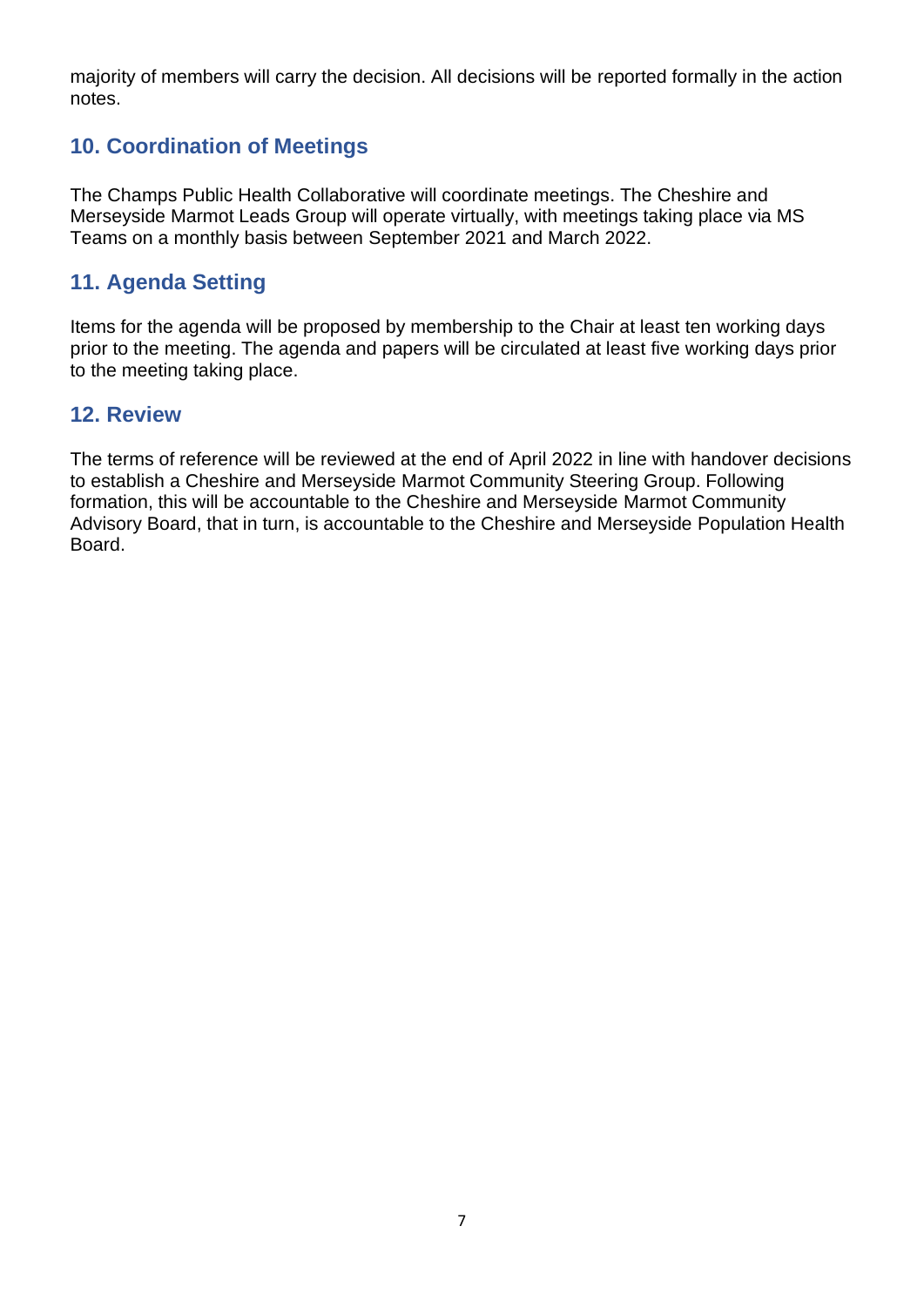majority of members will carry the decision. All decisions will be reported formally in the action notes.

## 10. Coordination of Meetings

The Champs Public Health Collaborative will coordinate meetings. The Cheshire and Merseyside Marmot Leads Group will operate virtually, with meetings taking place via MS Teams on a monthly basis between September 2021 and March 2022.

## 11. Agenda Setting

Items for the agenda will be proposed by membership to the Chair at least ten working days prior to the meeting. The agenda and papers will be circulated at least five working days prior to the meeting taking place.

## 12. Review

The terms of reference will be reviewed at the end of April 2022 in line with handover decisions to establish a Cheshire and Merseyside Marmot Community Steering Group. Following formation, this will be accountable to the Cheshire and Merseyside Marmot Community Advisory Board, that in turn, is accountable to the Cheshire and Merseyside Population Health Board.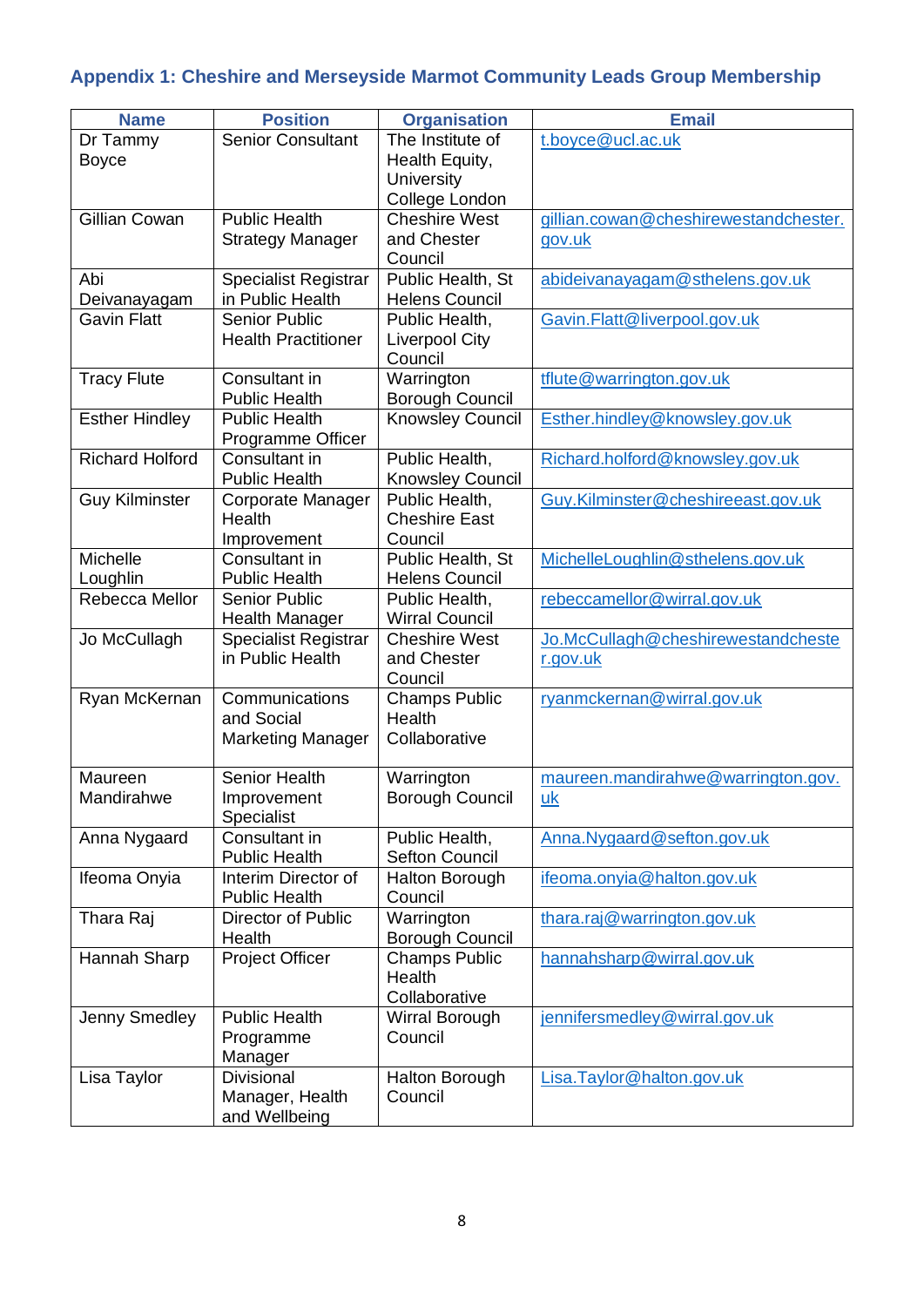## Appendix 1: Cheshire and Merseyside Marmot Community Leads Group Membership

| Name | Position | Organisation | Email |
|---|---|---|---|
| Dr Tammy Boyce | Senior Consultant | The Institute of Health Equity, University College London | t.boyce@ucl.ac.uk |
| Gillian Cowan | Public Health Strategy Manager | Cheshire West and Chester Council | gillian.cowan@cheshirewestandchester.gov.uk |
| Abi Deivanayagam | Specialist Registrar in Public Health | Public Health, St Helens Council | abideivanayagam@sthelens.gov.uk |
| Gavin Flatt | Senior Public Health Practitioner | Public Health, Liverpool City Council | Gavin.Flatt@liverpool.gov.uk |
| Tracy Flute | Consultant in Public Health | Warrington Borough Council | tflute@warrington.gov.uk |
| Esther Hindley | Public Health Programme Officer | Knowsley Council | Esther.hindley@knowsley.gov.uk |
| Richard Holford | Consultant in Public Health | Public Health, Knowsley Council | Richard.holford@knowsley.gov.uk |
| Guy Kilminster | Corporate Manager Health Improvement | Public Health, Cheshire East Council | Guy.Kilminster@cheshireeast.gov.uk |
| Michelle Loughlin | Consultant in Public Health | Public Health, St Helens Council | MichelleLoughlin@sthelens.gov.uk |
| Rebecca Mellor | Senior Public Health Manager | Public Health, Wirral Council | rebeccamellor@wirral.gov.uk |
| Jo McCullagh | Specialist Registrar in Public Health | Cheshire West and Chester Council | Jo.McCullagh@cheshirewestandchester.gov.uk |
| Ryan McKernan | Communications and Social Marketing Manager | Champs Public Health Collaborative | ryanmckernan@wirral.gov.uk |
| Maureen Mandirahwe | Senior Health Improvement Specialist | Warrington Borough Council | maureen.mandirahwe@warrington.gov.uk |
| Anna Nygaard | Consultant in Public Health | Public Health, Sefton Council | Anna.Nygaard@sefton.gov.uk |
| Ifeoma Onyia | Interim Director of Public Health | Halton Borough Council | ifeoma.onyia@halton.gov.uk |
| Thara Raj | Director of Public Health | Warrington Borough Council | thara.raj@warrington.gov.uk |
| Hannah Sharp | Project Officer | Champs Public Health Collaborative | hannahsharp@wirral.gov.uk |
| Jenny Smedley | Public Health Programme Manager | Wirral Borough Council | jennifersmedley@wirral.gov.uk |
| Lisa Taylor | Divisional Manager, Health and Wellbeing | Halton Borough Council | Lisa.Taylor@halton.gov.uk |